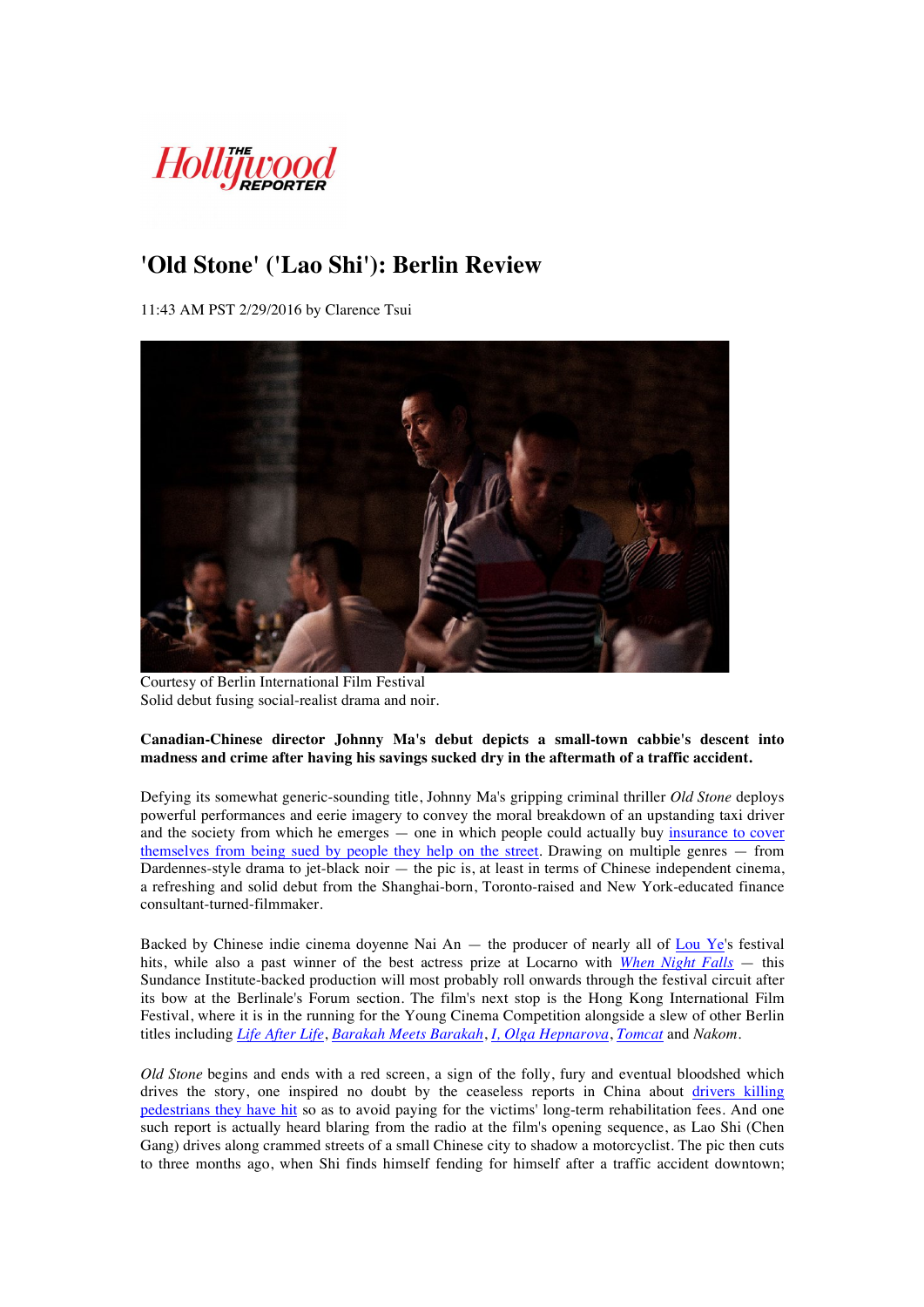The Hollywood Reporter

# 'Old Stone' ('Lao Shi'): Berlin Review

11:43 AM PST 2/29/2016 by Clarence Tsui

Courtesy of Berlin International Film Festival
Solid debut fusing social-realist drama and noir.

**Canadian-Chinese director Johnny Ma's debut depicts a small-town cabbie's descent into madness and crime after having his savings sucked dry in the aftermath of a traffic accident.**

Defying its somewhat generic-sounding title, Johnny Ma's gripping criminal thriller *Old Stone* deploys powerful performances and eerie imagery to convey the moral breakdown of an upstanding taxi driver and the society from which he emerges — one in which people could actually buy insurance to cover themselves from being sued by people they help on the street. Drawing on multiple genres — from Dardennes-style drama to jet-black noir — the pic is, at least in terms of Chinese independent cinema, a refreshing and solid debut from the Shanghai-born, Toronto-raised and New York-educated finance consultant-turned-filmmaker.

Backed by Chinese indie cinema doyenne Nai An — the producer of nearly all of Lou Ye's festival hits, while also a past winner of the best actress prize at Locarno with *When Night Falls* — this Sundance Institute-backed production will most probably roll onwards through the festival circuit after its bow at the Berlinale's Forum section. The film's next stop is the Hong Kong International Film Festival, where it is in the running for the Young Cinema Competition alongside a slew of other Berlin titles including *Life After Life*, *Barakah Meets Barakah*, *I, Olga Hepnarova*, *Tomcat* and *Nakom*.

*Old Stone* begins and ends with a red screen, a sign of the folly, fury and eventual bloodshed which drives the story, one inspired no doubt by the ceaseless reports in China about drivers killing pedestrians they have hit so as to avoid paying for the victims' long-term rehabilitation fees. And one such report is actually heard blaring from the radio at the film's opening sequence, as Lao Shi (Chen Gang) drives along crammed streets of a small Chinese city to shadow a motorcyclist. The pic then cuts to three months ago, when Shi finds himself fending for himself after a traffic accident downtown;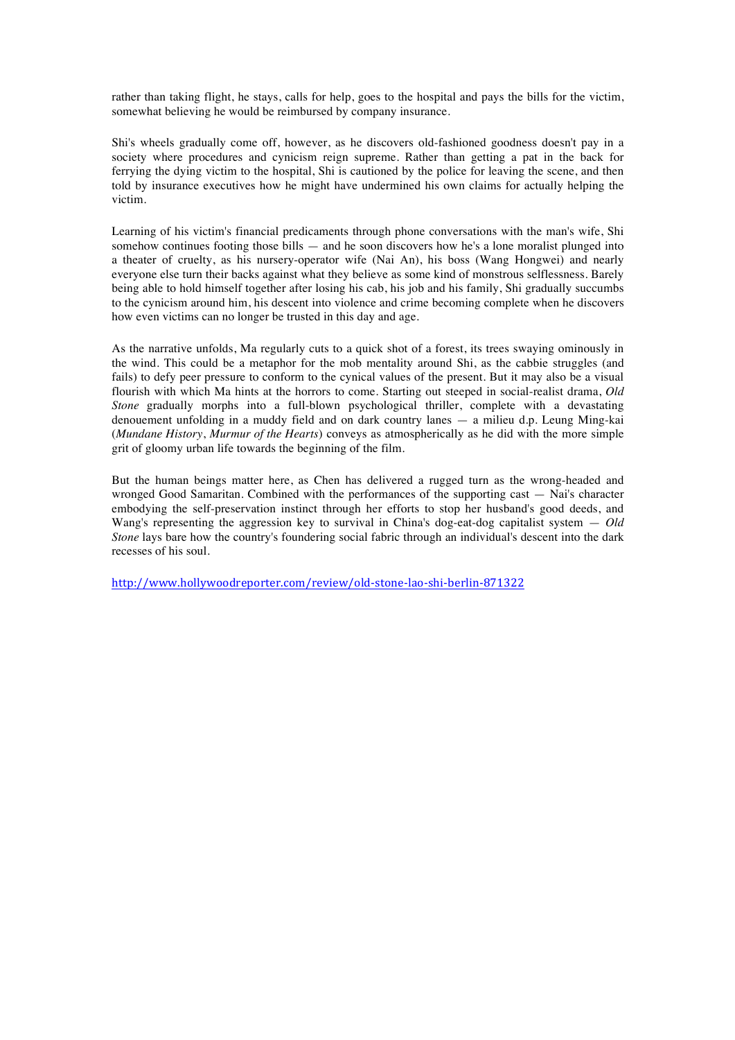rather than taking flight, he stays, calls for help, goes to the hospital and pays the bills for the victim, somewhat believing he would be reimbursed by company insurance.

Shi's wheels gradually come off, however, as he discovers old-fashioned goodness doesn't pay in a society where procedures and cynicism reign supreme. Rather than getting a pat in the back for ferrying the dying victim to the hospital, Shi is cautioned by the police for leaving the scene, and then told by insurance executives how he might have undermined his own claims for actually helping the victim.

Learning of his victim's financial predicaments through phone conversations with the man's wife, Shi somehow continues footing those bills — and he soon discovers how he's a lone moralist plunged into a theater of cruelty, as his nursery-operator wife (Nai An), his boss (Wang Hongwei) and nearly everyone else turn their backs against what they believe as some kind of monstrous selflessness. Barely being able to hold himself together after losing his cab, his job and his family, Shi gradually succumbs to the cynicism around him, his descent into violence and crime becoming complete when he discovers how even victims can no longer be trusted in this day and age.

As the narrative unfolds, Ma regularly cuts to a quick shot of a forest, its trees swaying ominously in the wind. This could be a metaphor for the mob mentality around Shi, as the cabbie struggles (and fails) to defy peer pressure to conform to the cynical values of the present. But it may also be a visual flourish with which Ma hints at the horrors to come. Starting out steeped in social-realist drama, *Old Stone* gradually morphs into a full-blown psychological thriller, complete with a devastating denouement unfolding in a muddy field and on dark country lanes — a milieu d.p. Leung Ming-kai (*Mundane History*, *Murmur of the Hearts*) conveys as atmospherically as he did with the more simple grit of gloomy urban life towards the beginning of the film.

But the human beings matter here, as Chen has delivered a rugged turn as the wrong-headed and wronged Good Samaritan. Combined with the performances of the supporting cast — Nai's character embodying the self-preservation instinct through her efforts to stop her husband's good deeds, and Wang's representing the aggression key to survival in China's dog-eat-dog capitalist system — *Old Stone* lays bare how the country's foundering social fabric through an individual's descent into the dark recesses of his soul.

http://www.hollywoodreporter.com/review/old-stone-lao-shi-berlin-871322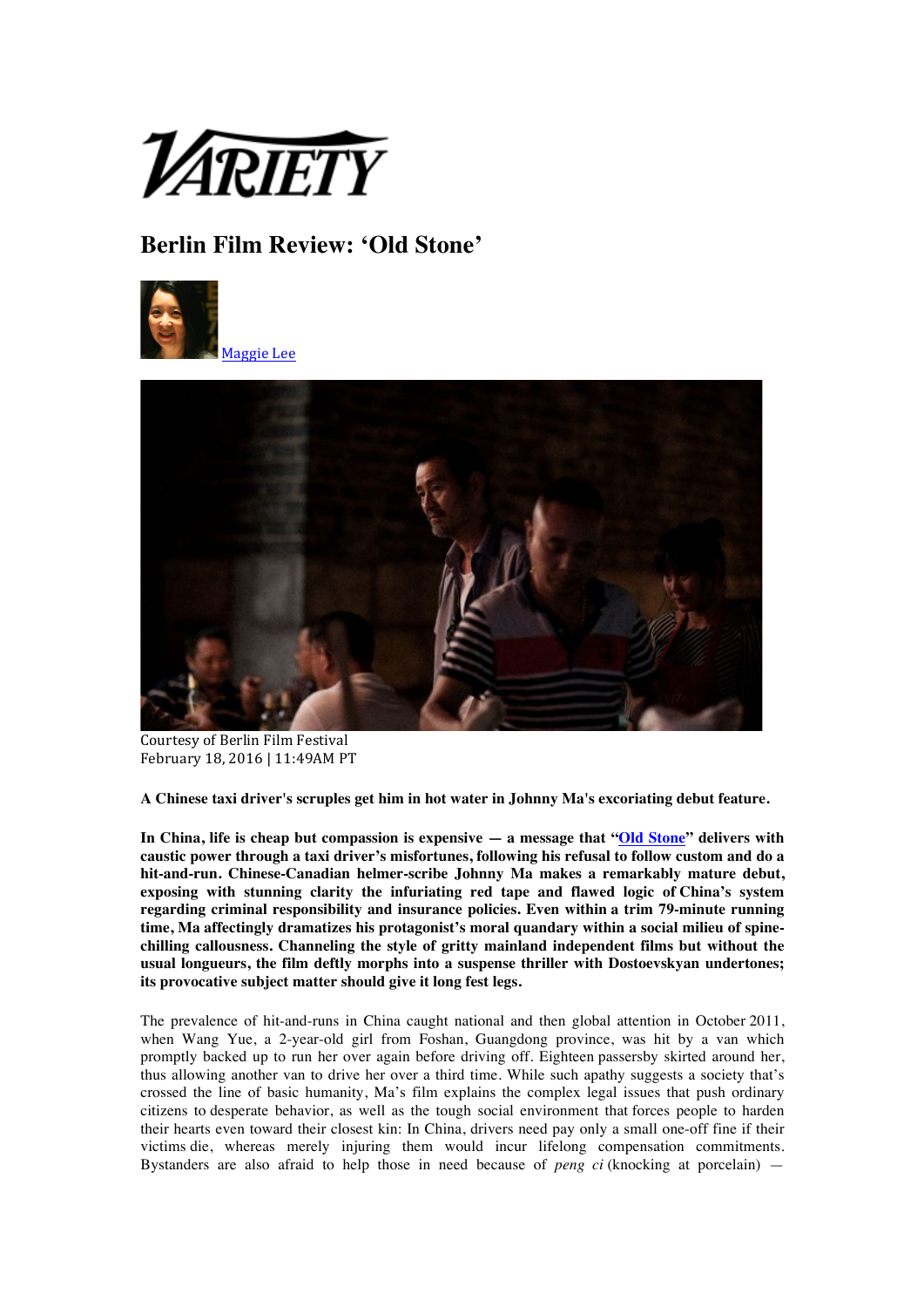# Berlin Film Review: 'Old Stone'

[Maggie Lee](#)

Courtesy of Berlin Film Festival
February 18, 2016 | 11:49AM PT

**A Chinese taxi driver's scruples get him in hot water in Johnny Ma's excoriating debut feature.**

**In China, life is cheap but compassion is expensive — a message that "[Old Stone](#)" delivers with caustic power through a taxi driver's misfortunes, following his refusal to follow custom and do a hit-and-run. Chinese-Canadian helmer-scribe Johnny Ma makes a remarkably mature debut, exposing with stunning clarity the infuriating red tape and flawed logic of China's system regarding criminal responsibility and insurance policies. Even within a trim 79-minute running time, Ma affectingly dramatizes his protagonist's moral quandary within a social milieu of spine-chilling callousness. Channeling the style of gritty mainland independent films but without the usual longueurs, the film deftly morphs into a suspense thriller with Dostoevskyan undertones; its provocative subject matter should give it long fest legs.**

The prevalence of hit-and-runs in China caught national and then global attention in October 2011, when Wang Yue, a 2-year-old girl from Foshan, Guangdong province, was hit by a van which promptly backed up to run her over again before driving off. Eighteen passersby skirted around her, thus allowing another van to drive her over a third time. While such apathy suggests a society that's crossed the line of basic humanity, Ma's film explains the complex legal issues that push ordinary citizens to desperate behavior, as well as the tough social environment that forces people to harden their hearts even toward their closest kin: In China, drivers need pay only a small one-off fine if their victims die, whereas merely injuring them would incur lifelong compensation commitments. Bystanders are also afraid to help those in need because of *peng ci* (knocking at porcelain) —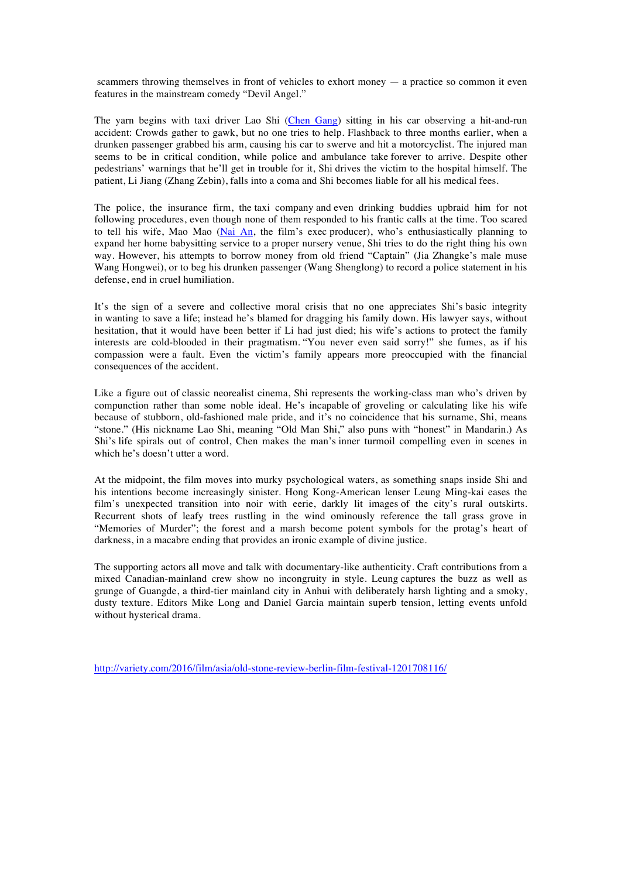scammers throwing themselves in front of vehicles to exhort money — a practice so common it even features in the mainstream comedy "Devil Angel."

The yarn begins with taxi driver Lao Shi ([Chen Gang](#)) sitting in his car observing a hit-and-run accident: Crowds gather to gawk, but no one tries to help. Flashback to three months earlier, when a drunken passenger grabbed his arm, causing his car to swerve and hit a motorcyclist. The injured man seems to be in critical condition, while police and ambulance take forever to arrive. Despite other pedestrians' warnings that he'll get in trouble for it, Shi drives the victim to the hospital himself. The patient, Li Jiang (Zhang Zebin), falls into a coma and Shi becomes liable for all his medical fees.

The police, the insurance firm, the taxi company and even drinking buddies upbraid him for not following procedures, even though none of them responded to his frantic calls at the time. Too scared to tell his wife, Mao Mao ([Nai An](#), the film's exec producer), who's enthusiastically planning to expand her home babysitting service to a proper nursery venue, Shi tries to do the right thing his own way. However, his attempts to borrow money from old friend "Captain" (Jia Zhangke's male muse Wang Hongwei), or to beg his drunken passenger (Wang Shenglong) to record a police statement in his defense, end in cruel humiliation.

It's the sign of a severe and collective moral crisis that no one appreciates Shi's basic integrity in wanting to save a life; instead he's blamed for dragging his family down. His lawyer says, without hesitation, that it would have been better if Li had just died; his wife's actions to protect the family interests are cold-blooded in their pragmatism. "You never even said sorry!" she fumes, as if his compassion were a fault. Even the victim's family appears more preoccupied with the financial consequences of the accident.

Like a figure out of classic neorealist cinema, Shi represents the working-class man who's driven by compunction rather than some noble ideal. He's incapable of groveling or calculating like his wife because of stubborn, old-fashioned male pride, and it's no coincidence that his surname, Shi, means "stone." (His nickname Lao Shi, meaning "Old Man Shi," also puns with "honest" in Mandarin.) As Shi's life spirals out of control, Chen makes the man's inner turmoil compelling even in scenes in which he's doesn't utter a word.

At the midpoint, the film moves into murky psychological waters, as something snaps inside Shi and his intentions become increasingly sinister. Hong Kong-American lenser Leung Ming-kai eases the film's unexpected transition into noir with eerie, darkly lit images of the city's rural outskirts. Recurrent shots of leafy trees rustling in the wind ominously reference the tall grass grove in "Memories of Murder"; the forest and a marsh become potent symbols for the protag's heart of darkness, in a macabre ending that provides an ironic example of divine justice.

The supporting actors all move and talk with documentary-like authenticity. Craft contributions from a mixed Canadian-mainland crew show no incongruity in style. Leung captures the buzz as well as grunge of Guangde, a third-tier mainland city in Anhui with deliberately harsh lighting and a smoky, dusty texture. Editors Mike Long and Daniel Garcia maintain superb tension, letting events unfold without hysterical drama.

http://variety.com/2016/film/asia/old-stone-review-berlin-film-festival-1201708116/